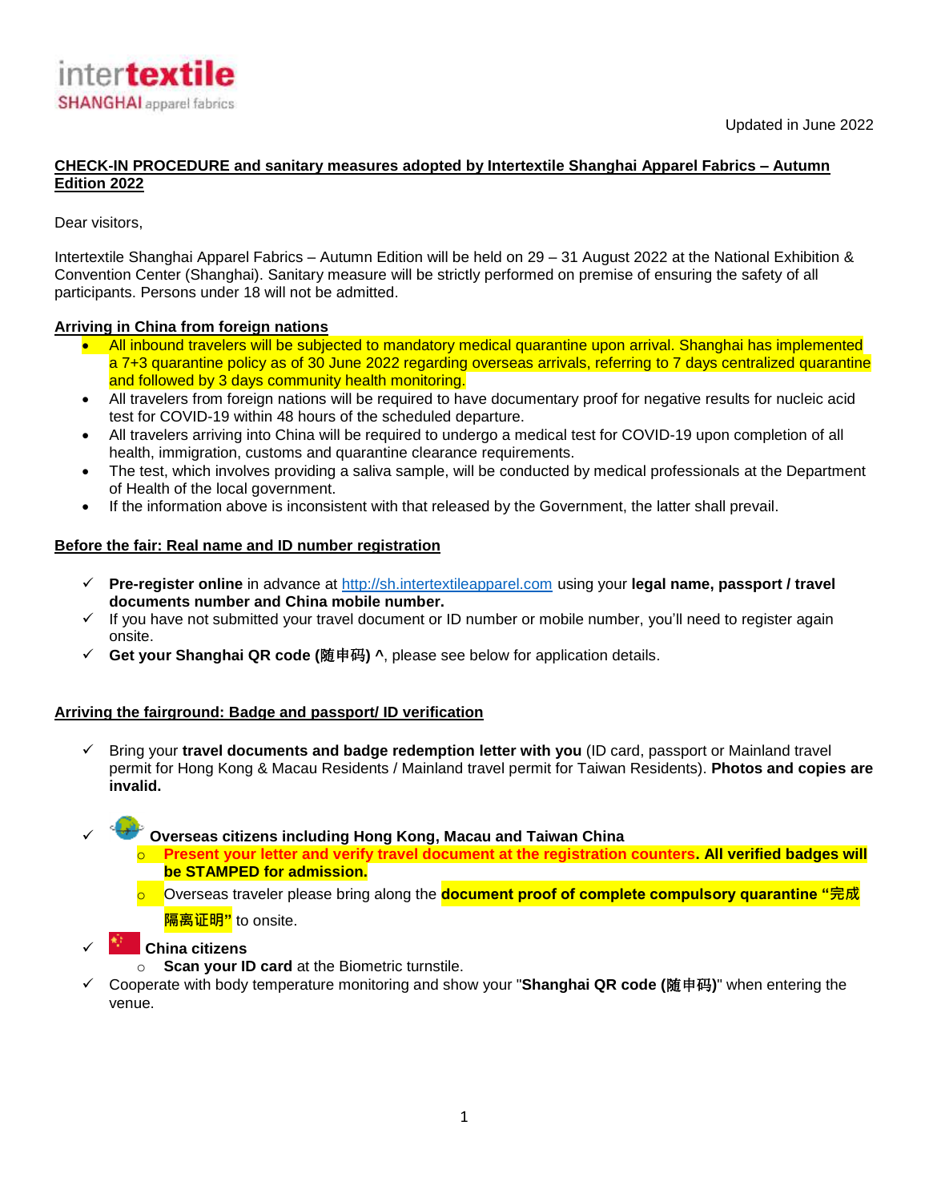intertextile SHANGHAI apparel fabrics

Updated in June 2022

**CHECK-IN PROCEDURE and sanitary measures adopted by Intertextile Shanghai Apparel Fabrics – Autumn Edition 2022**

Dear visitors,

Intertextile Shanghai Apparel Fabrics – Autumn Edition will be held on 29 – 31 August 2022 at the National Exhibition & Convention Center (Shanghai). Sanitary measure will be strictly performed on premise of ensuring the safety of all participants. Persons under 18 will not be admitted.

**Arriving in China from foreign nations**

- All inbound travelers will be subjected to mandatory medical quarantine upon arrival. Shanghai has implemented a 7+3 quarantine policy as of 30 June 2022 regarding overseas arrivals, referring to 7 days centralized quarantine and followed by 3 days community health monitoring.
- All travelers from foreign nations will be required to have documentary proof for negative results for nucleic acid test for COVID-19 within 48 hours of the scheduled departure.
- All travelers arriving into China will be required to undergo a medical test for COVID-19 upon completion of all health, immigration, customs and quarantine clearance requirements.
- The test, which involves providing a saliva sample, will be conducted by medical professionals at the Department of Health of the local government.
- If the information above is inconsistent with that released by the Government, the latter shall prevail.

**Before the fair: Real name and ID number registration**

- ✓ **Pre-register online** in advance at http://sh.intertextileapparel.com using your **legal name, passport / travel documents number and China mobile number.**
- ✓ If you have not submitted your travel document or ID number or mobile number, you'll need to register again onsite.
- ✓ **Get your Shanghai QR code (随申码) ^**, please see below for application details.

**Arriving the fairground: Badge and passport/ ID verification**

- ✓ Bring your **travel documents and badge redemption letter with you** (ID card, passport or Mainland travel permit for Hong Kong & Macau Residents / Mainland travel permit for Taiwan Residents). **Photos and copies are invalid.**
- ✓ **Overseas citizens including Hong Kong, Macau and Taiwan China**
  - **Present your letter and verify travel document at the registration counters. All verified badges will be STAMPED for admission.**
  - Overseas traveler please bring along the **document proof of complete compulsory quarantine "完成隔离证明"** to onsite.
- ✓ **China citizens**
  - **Scan your ID card** at the Biometric turnstile.
- ✓ Cooperate with body temperature monitoring and show your "**Shanghai QR code (随申码)**" when entering the venue.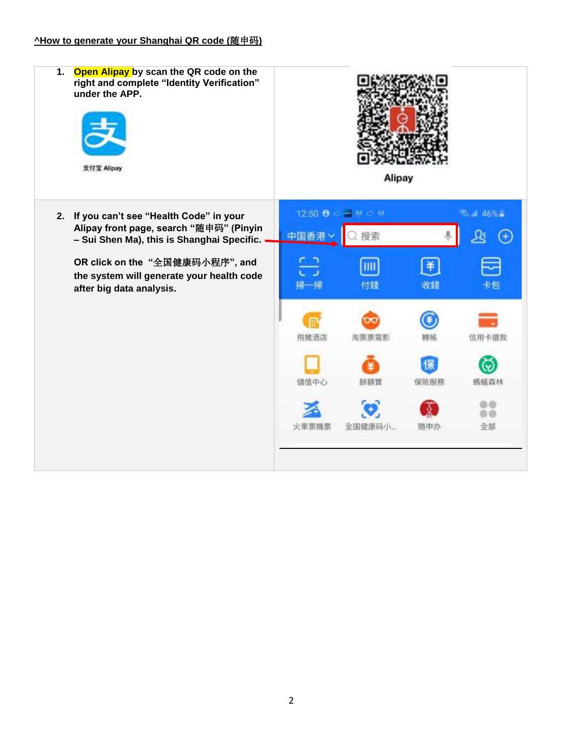**^How to generate your Shanghai QR code (随申码)**

| | |
|---|---|
| 1. Open Alipay by scan the QR code on the right and complete "Identity Verification" under the APP. | Alipay |
| 2. If you can't see "Health Code" in your Alipay front page, search "随申码" (Pinyin – Sui Shen Ma), this is Shanghai Specific.<br><br>OR click on the "全国健康码小程序", and the system will generate your health code after big data analysis. | |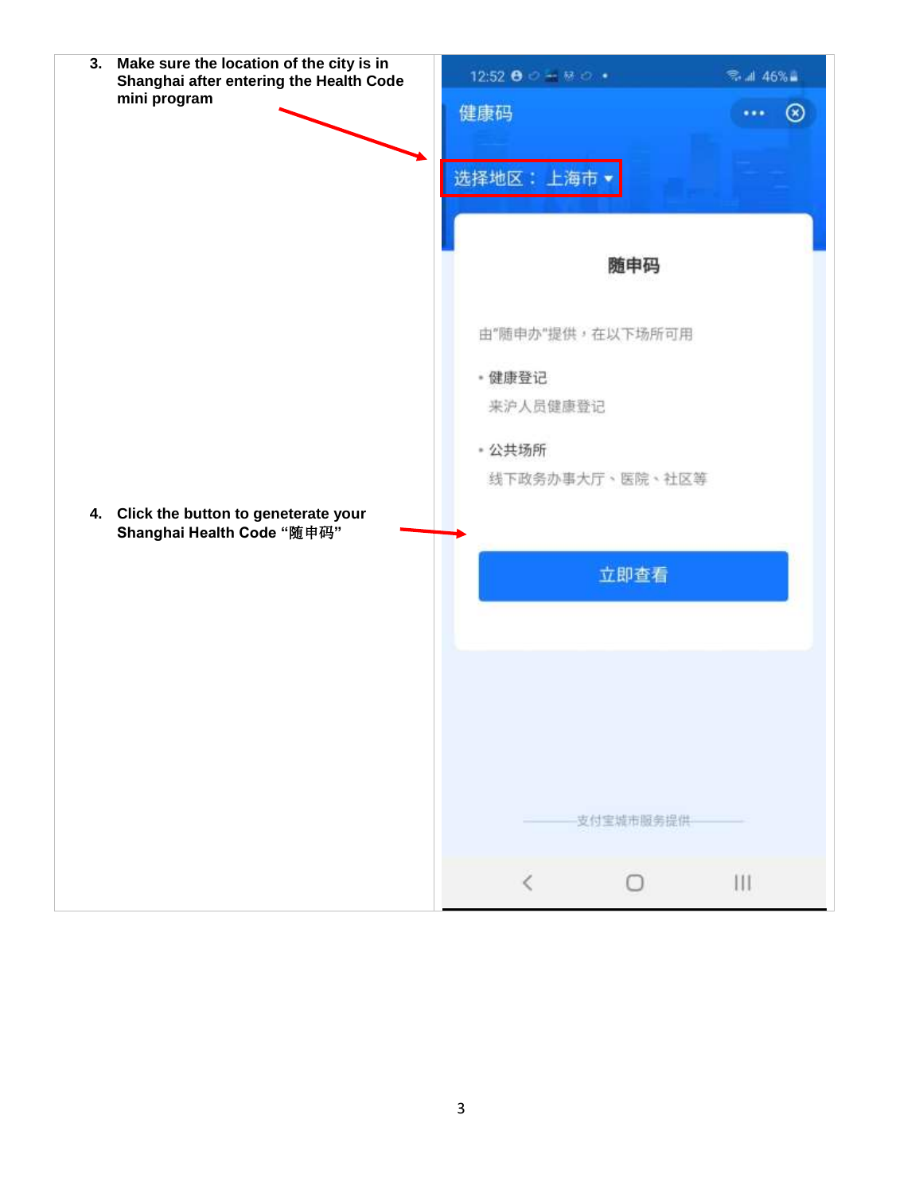3. **Make sure the location of the city is in Shanghai after entering the Health Code mini program**

4. **Click the button to geneterate your Shanghai Health Code “随申码”**

健康码

选择地区：上海市

随申码

由"随申办"提供，在以下场所可用

- 健康登记

  来沪人员健康登记

- 公共场所

  线下政务办事大厅、医院、社区等

立即查看

支付宝城市服务提供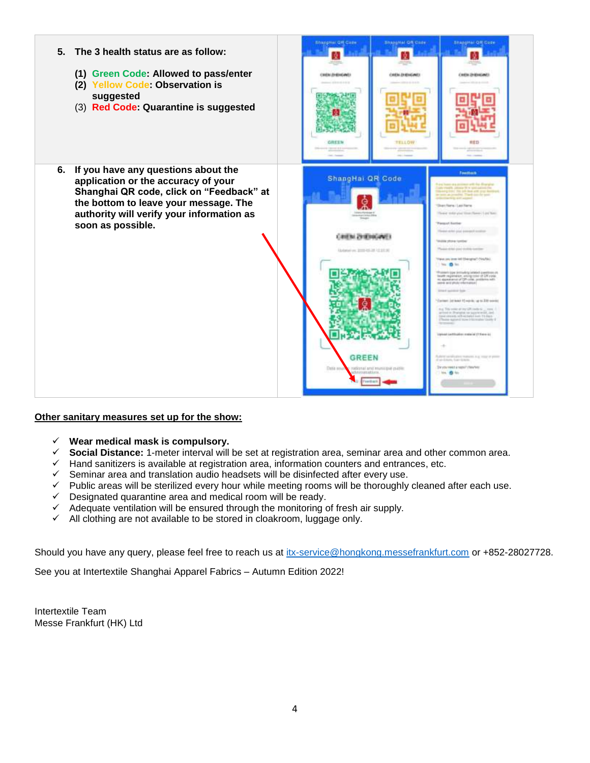5. **The 3 health status are as follow:**

   (1) **Green Code: Allowed to pass/enter**
   (2) **Yellow Code: Observation is suggested**
   (3) **Red Code: Quarantine is suggested**

6. **If you have any questions about the application or the accuracy of your Shanghai QR code, click on "Feedback" at the bottom to leave your message. The authority will verify your information as soon as possible.**

**Other sanitary measures set up for the show:**

- ✓ **Wear medical mask is compulsory.**
- ✓ **Social Distance:** 1-meter interval will be set at registration area, seminar area and other common area.
- ✓ Hand sanitizers is available at registration area, information counters and entrances, etc.
- ✓ Seminar area and translation audio headsets will be disinfected after every use.
- ✓ Public areas will be sterilized every hour while meeting rooms will be thoroughly cleaned after each use.
- ✓ Designated quarantine area and medical room will be ready.
- ✓ Adequate ventilation will be ensured through the monitoring of fresh air supply.
- ✓ All clothing are not available to be stored in cloakroom, luggage only.

Should you have any query, please feel free to reach us at itx-service@hongkong.messefrankfurt.com or +852-28027728.

See you at Intertextile Shanghai Apparel Fabrics – Autumn Edition 2022!

Intertextile Team
Messe Frankfurt (HK) Ltd